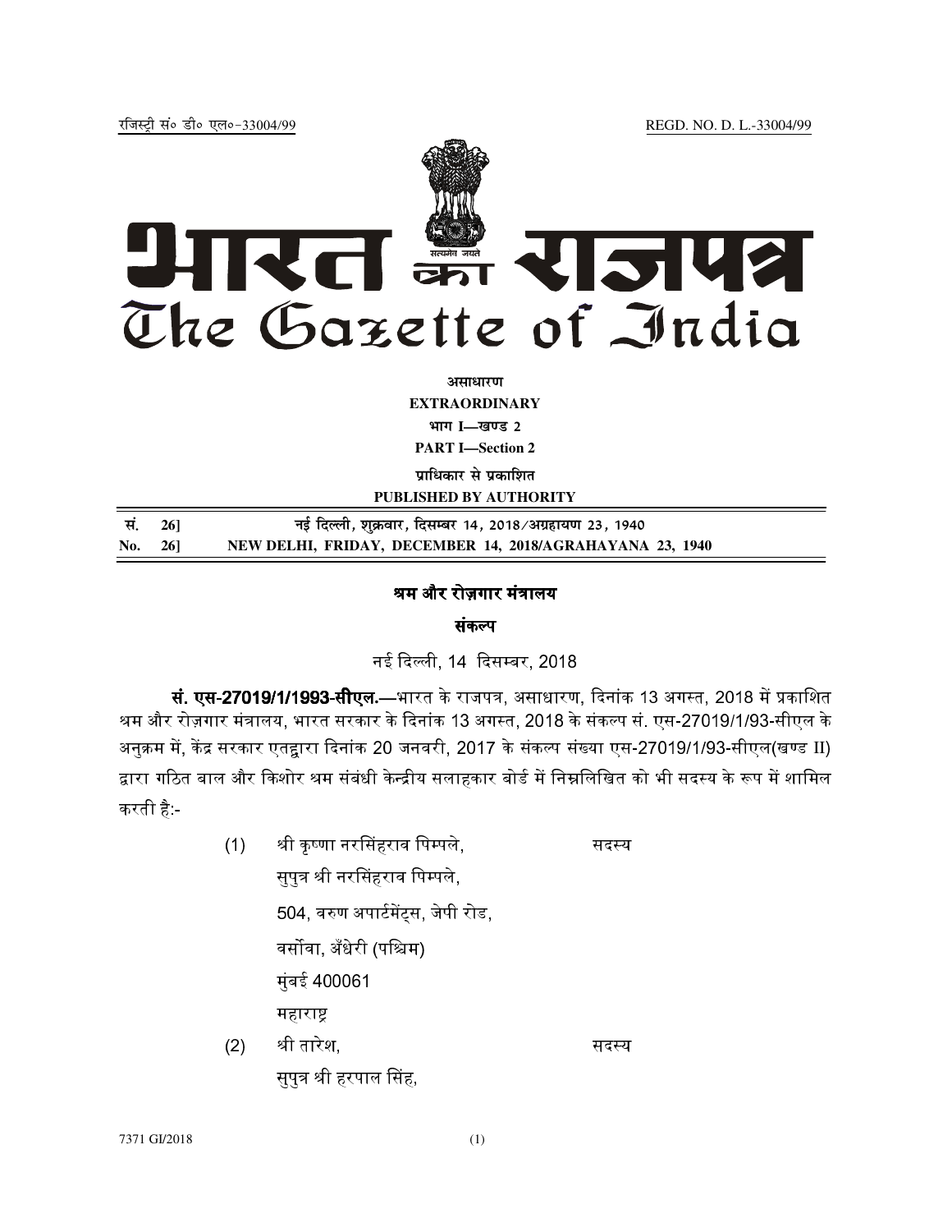रजिस्ट्री सं० डी० एल०-33004/99 REGD. NO. D. L.-33004/99

# भारत का राजपत्र
# The Gazette of India

**असाधारण**

**EXTRAORDINARY**

**भाग I—खण्ड 2**

**PART I—Section 2**

**प्राधिकार से प्रकाशित**

**PUBLISHED BY AUTHORITY**

| | |
|---|---|
| **सं. 26]** | **नई दिल्ली, शुक्रवार, दिसम्बर 14, 2018/अग्रहायण 23, 1940** |
| **No. 26]** | **NEW DELHI, FRIDAY, DECEMBER 14, 2018/AGRAHAYANA 23, 1940** |

## श्रम और रोज़गार मंत्रालय

### संकल्प

नई दिल्ली, 14 दिसम्बर, 2018

**सं. एस-27019/1/1993-सीएल.**—भारत के राजपत्र, असाधारण, दिनांक 13 अगस्त, 2018 में प्रकाशित श्रम और रोज़गार मंत्रालय, भारत सरकार के दिनांक 13 अगस्त, 2018 के संकल्प सं. एस-27019/1/93-सीएल के अनुक्रम में, केंद्र सरकार एतद्वारा दिनांक 20 जनवरी, 2017 के संकल्प संख्या एस-27019/1/93-सीएल(खण्ड II) द्वारा गठित बाल और किशोर श्रम संबंधी केन्द्रीय सलाहकार बोर्ड में निम्नलिखित को भी सदस्य के रूप में शामिल करती है:-

(1) श्री कृष्णा नरसिंहराव पिम्पले, — सदस्य
सुपुत्र श्री नरसिंहराव पिम्पले,
504, वरुण अपार्टमेंट्स, जेपी रोड,
वर्सोवा, अँधेरी (पश्चिम)
मुंबई 400061
महाराष्ट्र

(2) श्री तारेश, — सदस्य
सुपुत्र श्री हरपाल सिंह,

7371 GI/2018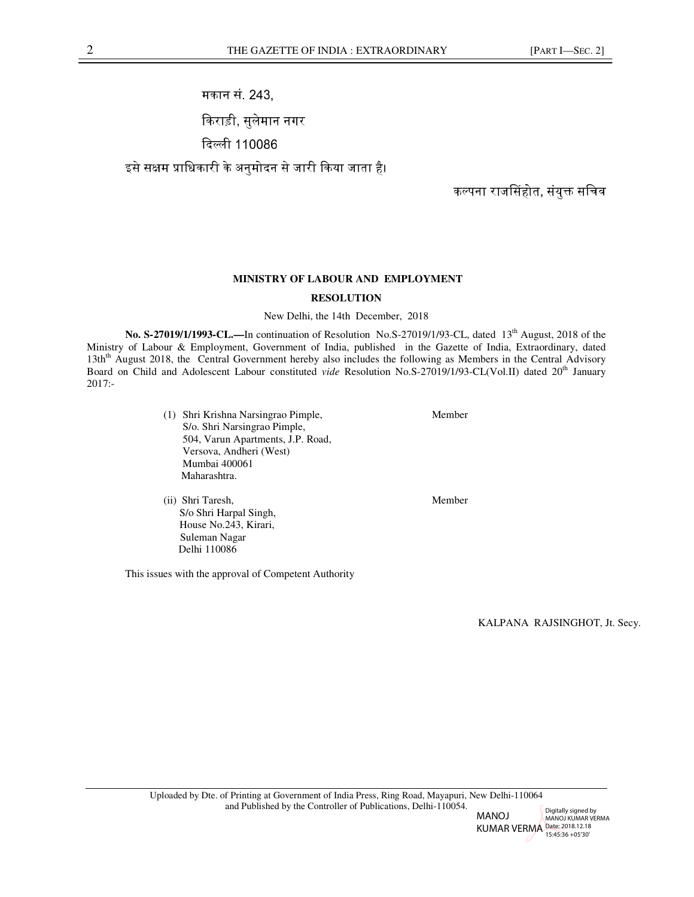मकान सं. 243,

किराड़ी, सुलेमान नगर

दिल्ली 110086

इसे सक्षम प्राधिकारी के अनुमोदन से जारी किया जाता है।

कल्पना राजसिंहोत, संयुक्त सचिव

## MINISTRY OF LABOUR AND EMPLOYMENT

## RESOLUTION

New Delhi, the 14th December, 2018

**No. S-27019/1/1993-CL.—**In continuation of Resolution No.S-27019/1/93-CL, dated 13th August, 2018 of the Ministry of Labour & Employment, Government of India, published in the Gazette of India, Extraordinary, dated 13thth August 2018, the Central Government hereby also includes the following as Members in the Central Advisory Board on Child and Adolescent Labour constituted *vide* Resolution No.S-27019/1/93-CL(Vol.II) dated 20th January 2017:-

| | |
|---|---|
| (1) Shri Krishna Narsingrao Pimple,<br>S/o. Shri Narsingrao Pimple,<br>504, Varun Apartments, J.P. Road,<br>Versova, Andheri (West)<br>Mumbai 400061<br>Maharashtra. | Member |
| (ii) Shri Taresh,<br>S/o Shri Harpal Singh,<br>House No.243, Kirari,<br>Suleman Nagar<br>Delhi 110086 | Member |

This issues with the approval of Competent Authority

KALPANA RAJSINGHOT, Jt. Secy.

Uploaded by Dte. of Printing at Government of India Press, Ring Road, Mayapuri, New Delhi-110064 and Published by the Controller of Publications, Delhi-110054.

MANOJ KUMAR VERMA

Digitally signed by MANOJ KUMAR VERMA
Date: 2018.12.18 15:45:36 +05'30'